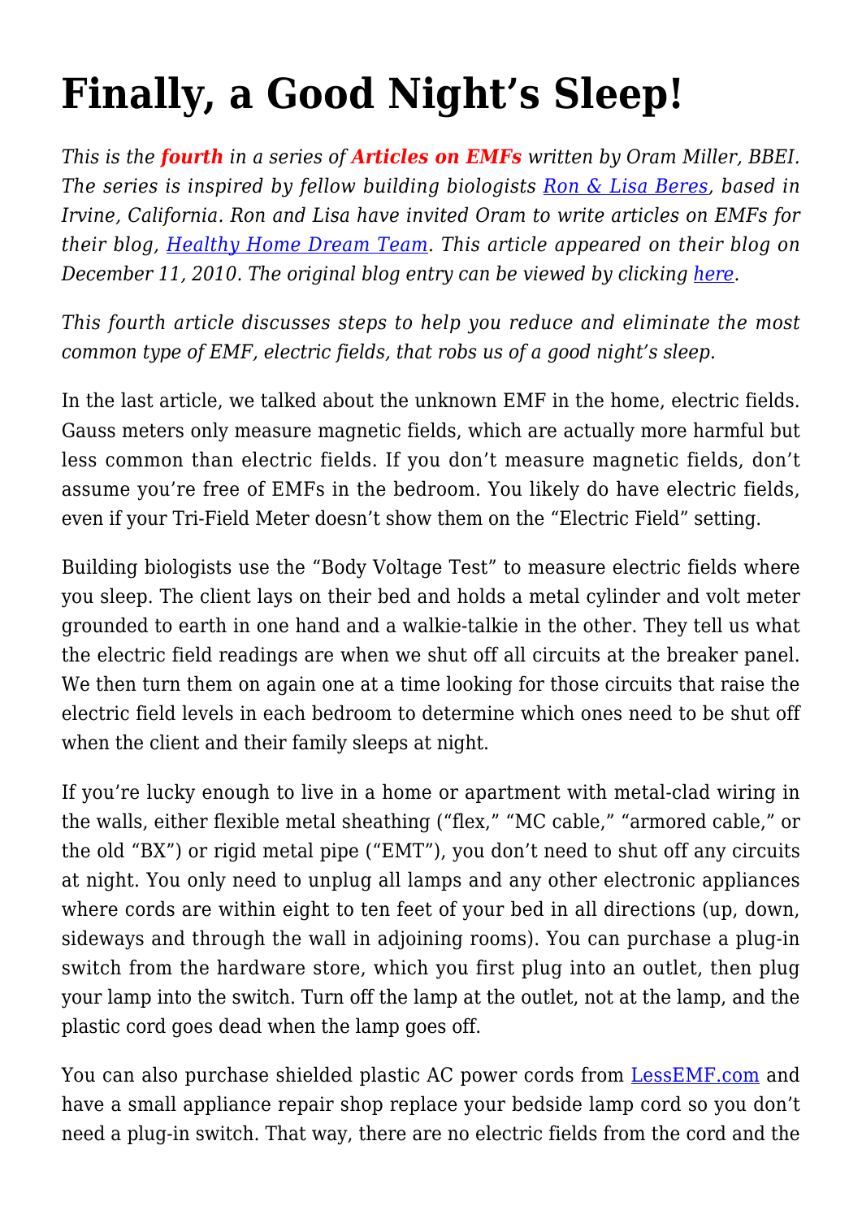# Finally, a Good Night's Sleep!

*This is the **fourth** in a series of **Articles on EMFs** written by Oram Miller, BBEI. The series is inspired by fellow building biologists [Ron & Lisa Beres](), based in Irvine, California. Ron and Lisa have invited Oram to write articles on EMFs for their blog, [Healthy Home Dream Team](). This article appeared on their blog on December 11, 2010. The original blog entry can be viewed by clicking [here]().*

*This fourth article discusses steps to help you reduce and eliminate the most common type of EMF, electric fields, that robs us of a good night's sleep.*

In the last article, we talked about the unknown EMF in the home, electric fields. Gauss meters only measure magnetic fields, which are actually more harmful but less common than electric fields. If you don't measure magnetic fields, don't assume you're free of EMFs in the bedroom. You likely do have electric fields, even if your Tri-Field Meter doesn't show them on the "Electric Field" setting.

Building biologists use the "Body Voltage Test" to measure electric fields where you sleep. The client lays on their bed and holds a metal cylinder and volt meter grounded to earth in one hand and a walkie-talkie in the other. They tell us what the electric field readings are when we shut off all circuits at the breaker panel. We then turn them on again one at a time looking for those circuits that raise the electric field levels in each bedroom to determine which ones need to be shut off when the client and their family sleeps at night.

If you're lucky enough to live in a home or apartment with metal-clad wiring in the walls, either flexible metal sheathing ("flex," "MC cable," "armored cable," or the old "BX") or rigid metal pipe ("EMT"), you don't need to shut off any circuits at night. You only need to unplug all lamps and any other electronic appliances where cords are within eight to ten feet of your bed in all directions (up, down, sideways and through the wall in adjoining rooms). You can purchase a plug-in switch from the hardware store, which you first plug into an outlet, then plug your lamp into the switch. Turn off the lamp at the outlet, not at the lamp, and the plastic cord goes dead when the lamp goes off.

You can also purchase shielded plastic AC power cords from [LessEMF.com]() and have a small appliance repair shop replace your bedside lamp cord so you don't need a plug-in switch. That way, there are no electric fields from the cord and the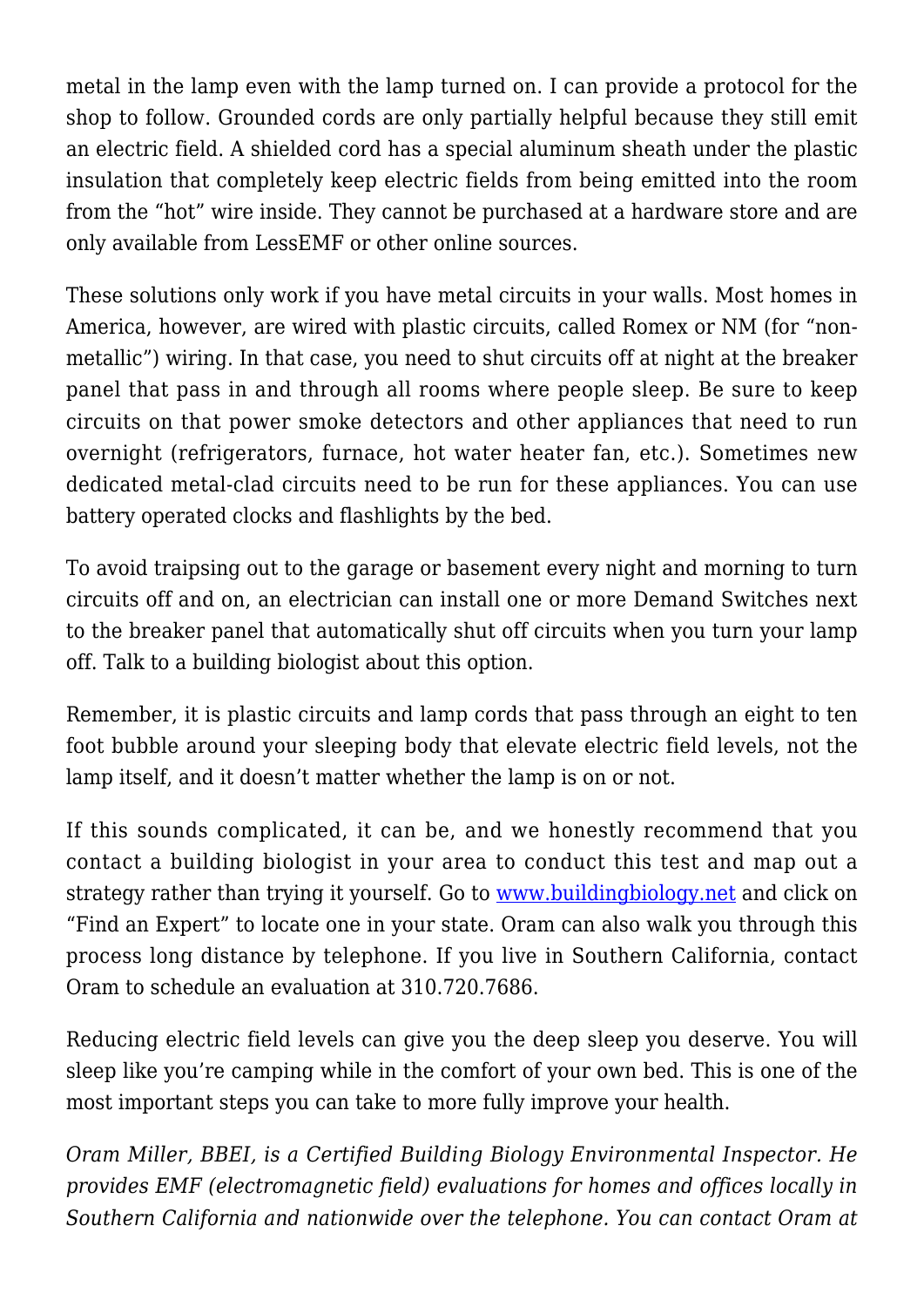metal in the lamp even with the lamp turned on. I can provide a protocol for the shop to follow. Grounded cords are only partially helpful because they still emit an electric field. A shielded cord has a special aluminum sheath under the plastic insulation that completely keep electric fields from being emitted into the room from the "hot" wire inside. They cannot be purchased at a hardware store and are only available from LessEMF or other online sources.

These solutions only work if you have metal circuits in your walls. Most homes in America, however, are wired with plastic circuits, called Romex or NM (for "non-metallic") wiring. In that case, you need to shut circuits off at night at the breaker panel that pass in and through all rooms where people sleep. Be sure to keep circuits on that power smoke detectors and other appliances that need to run overnight (refrigerators, furnace, hot water heater fan, etc.). Sometimes new dedicated metal-clad circuits need to be run for these appliances. You can use battery operated clocks and flashlights by the bed.

To avoid traipsing out to the garage or basement every night and morning to turn circuits off and on, an electrician can install one or more Demand Switches next to the breaker panel that automatically shut off circuits when you turn your lamp off. Talk to a building biologist about this option.

Remember, it is plastic circuits and lamp cords that pass through an eight to ten foot bubble around your sleeping body that elevate electric field levels, not the lamp itself, and it doesn't matter whether the lamp is on or not.

If this sounds complicated, it can be, and we honestly recommend that you contact a building biologist in your area to conduct this test and map out a strategy rather than trying it yourself. Go to [www.buildingbiology.net](http://www.buildingbiology.net) and click on "Find an Expert" to locate one in your state. Oram can also walk you through this process long distance by telephone. If you live in Southern California, contact Oram to schedule an evaluation at 310.720.7686.

Reducing electric field levels can give you the deep sleep you deserve. You will sleep like you're camping while in the comfort of your own bed. This is one of the most important steps you can take to more fully improve your health.

*Oram Miller, BBEI, is a Certified Building Biology Environmental Inspector. He provides EMF (electromagnetic field) evaluations for homes and offices locally in Southern California and nationwide over the telephone. You can contact Oram at*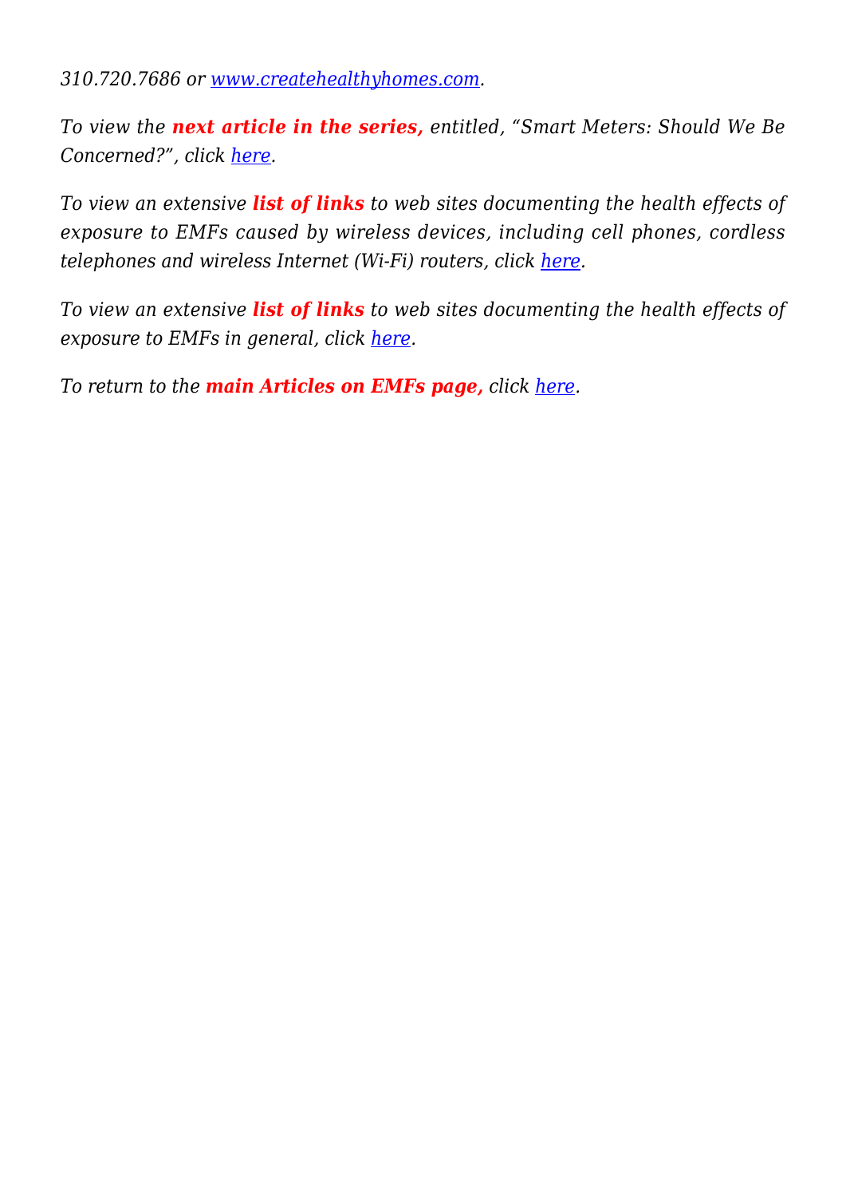*310.720.7686 or [www.createhealthyhomes.com](www.createhealthyhomes.com).*

*To view the **next article in the series,** entitled, "Smart Meters: Should We Be Concerned?", click here.*

*To view an extensive **list of links** to web sites documenting the health effects of exposure to EMFs caused by wireless devices, including cell phones, cordless telephones and wireless Internet (Wi-Fi) routers, click here.*

*To view an extensive **list of links** to web sites documenting the health effects of exposure to EMFs in general, click here.*

*To return to the **main Articles on EMFs page,** click here.*